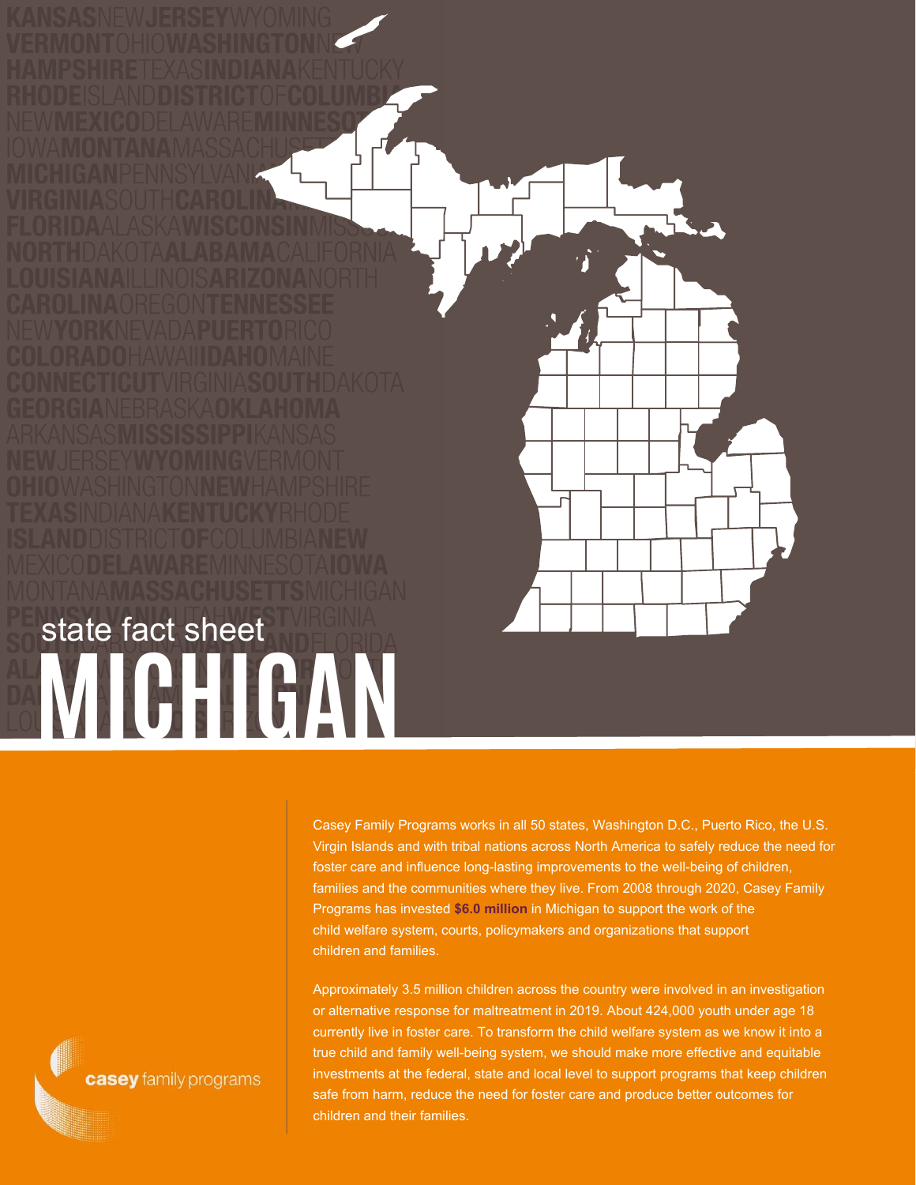state fact sheet

# MICHIGAN

Casey Family Programs works in all 50 states, Washington D.C., Puerto Rico, the U.S. Virgin Islands and with tribal nations across North America to safely reduce the need for foster care and influence long-lasting improvements to the well-being of children, families and the communities where they live. From 2008 through 2020, Casey Family Programs has invested **$6.0 million** in Michigan to support the work of the child welfare system, courts, policymakers and organizations that support children and families.

Approximately 3.5 million children across the country were involved in an investigation or alternative response for maltreatment in 2019. About 424,000 youth under age 18 currently live in foster care. To transform the child welfare system as we know it into a true child and family well-being system, we should make more effective and equitable investments at the federal, state and local level to support programs that keep children safe from harm, reduce the need for foster care and produce better outcomes for children and their families.

casey family programs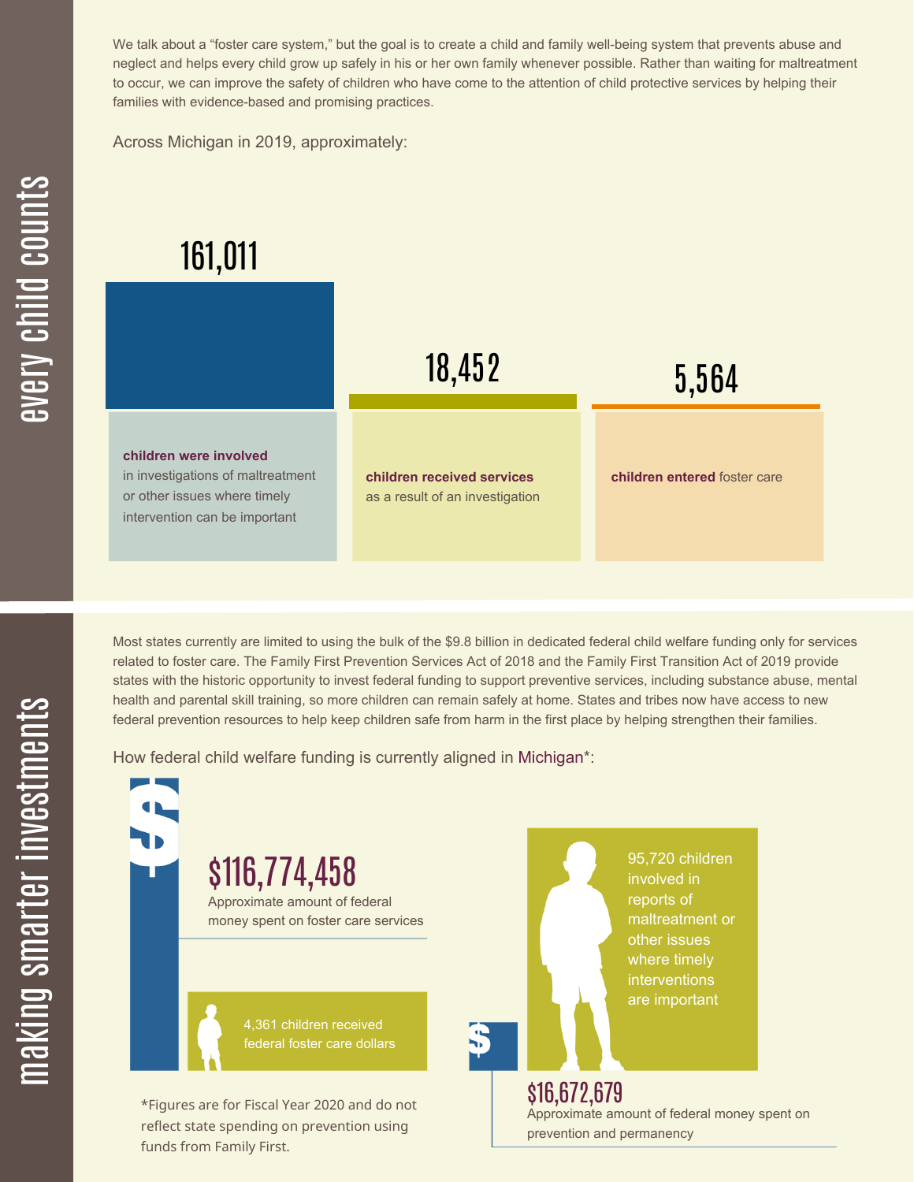## every child counts

We talk about a "foster care system," but the goal is to create a child and family well-being system that prevents abuse and neglect and helps every child grow up safely in his or her own family whenever possible. Rather than waiting for maltreatment to occur, we can improve the safety of children who have come to the attention of child protective services by helping their families with evidence-based and promising practices.

Across Michigan in 2019, approximately:

**161,011**

**children were involved** in investigations of maltreatment or other issues where timely intervention can be important

**18,452**

**children received services** as a result of an investigation

**5,564**

**children entered** foster care

## making smarter investments

Most states currently are limited to using the bulk of the $9.8 billion in dedicated federal child welfare funding only for services related to foster care. The Family First Prevention Services Act of 2018 and the Family First Transition Act of 2019 provide states with the historic opportunity to invest federal funding to support preventive services, including substance abuse, mental health and parental skill training, so more children can remain safely at home. States and tribes now have access to new federal prevention resources to help keep children safe from harm in the first place by helping strengthen their families.

How federal child welfare funding is currently aligned in Michigan*:

**$116,774,458**

Approximate amount of federal money spent on foster care services

4,361 children received federal foster care dollars

95,720 children involved in reports of maltreatment or other issues where timely interventions are important

**$16,672,679**

Approximate amount of federal money spent on prevention and permanency

*Figures are for Fiscal Year 2020 and do not reflect state spending on prevention using funds from Family First.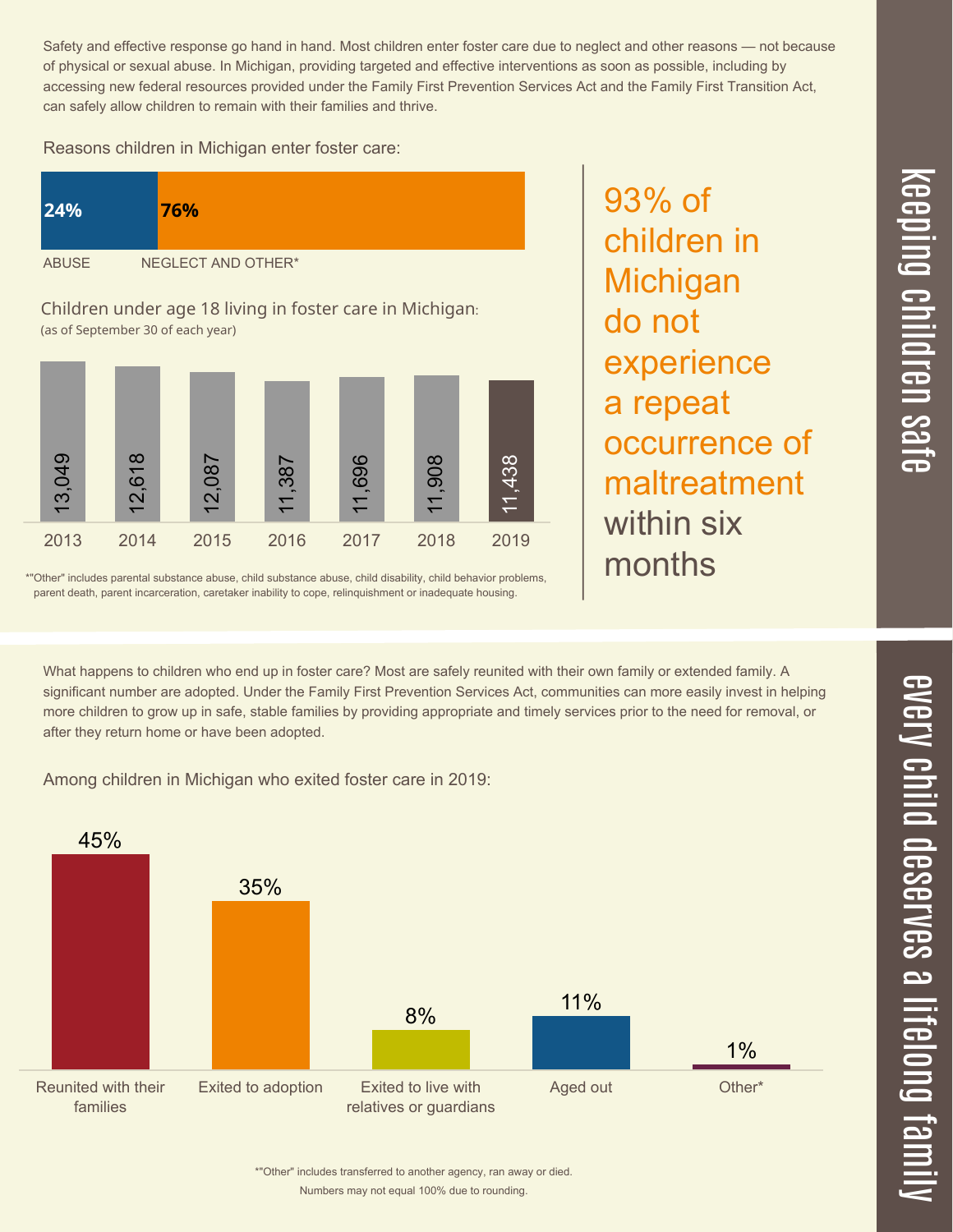## Keeping children safe

Safety and effective response go hand in hand. Most children enter foster care due to neglect and other reasons — not because of physical or sexual abuse. In Michigan, providing targeted and effective interventions as soon as possible, including by accessing new federal resources provided under the Family First Prevention Services Act and the Family First Transition Act, can safely allow children to remain with their families and thrive.

Reasons children in Michigan enter foster care:

| ABUSE | NEGLECT AND OTHER* |
|---|---|
| 24% | 76% |

Children under age 18 living in foster care in Michigan:
(as of September 30 of each year)

| 2013 | 2014 | 2015 | 2016 | 2017 | 2018 | 2019 |
|---|---|---|---|---|---|---|
| 13,049 | 12,618 | 12,087 | 11,387 | 11,696 | 11,908 | 11,438 |

*"Other" includes parental substance abuse, child substance abuse, child disability, child behavior problems, parent death, parent incarceration, caretaker inability to cope, relinquishment or inadequate housing.

93% of children in Michigan do not experience a repeat occurrence of maltreatment within six months

## Every child deserves a lifelong family

What happens to children who end up in foster care? Most are safely reunited with their own family or extended family. A significant number are adopted. Under the Family First Prevention Services Act, communities can more easily invest in helping more children to grow up in safe, stable families by providing appropriate and timely services prior to the need for removal, or after they return home or have been adopted.

Among children in Michigan who exited foster care in 2019:

| Reunited with their families | Exited to adoption | Exited to live with relatives or guardians | Aged out | Other* |
|---|---|---|---|---|
| 45% | 35% | 8% | 11% | 1% |

*"Other" includes transferred to another agency, ran away or died.
Numbers may not equal 100% due to rounding.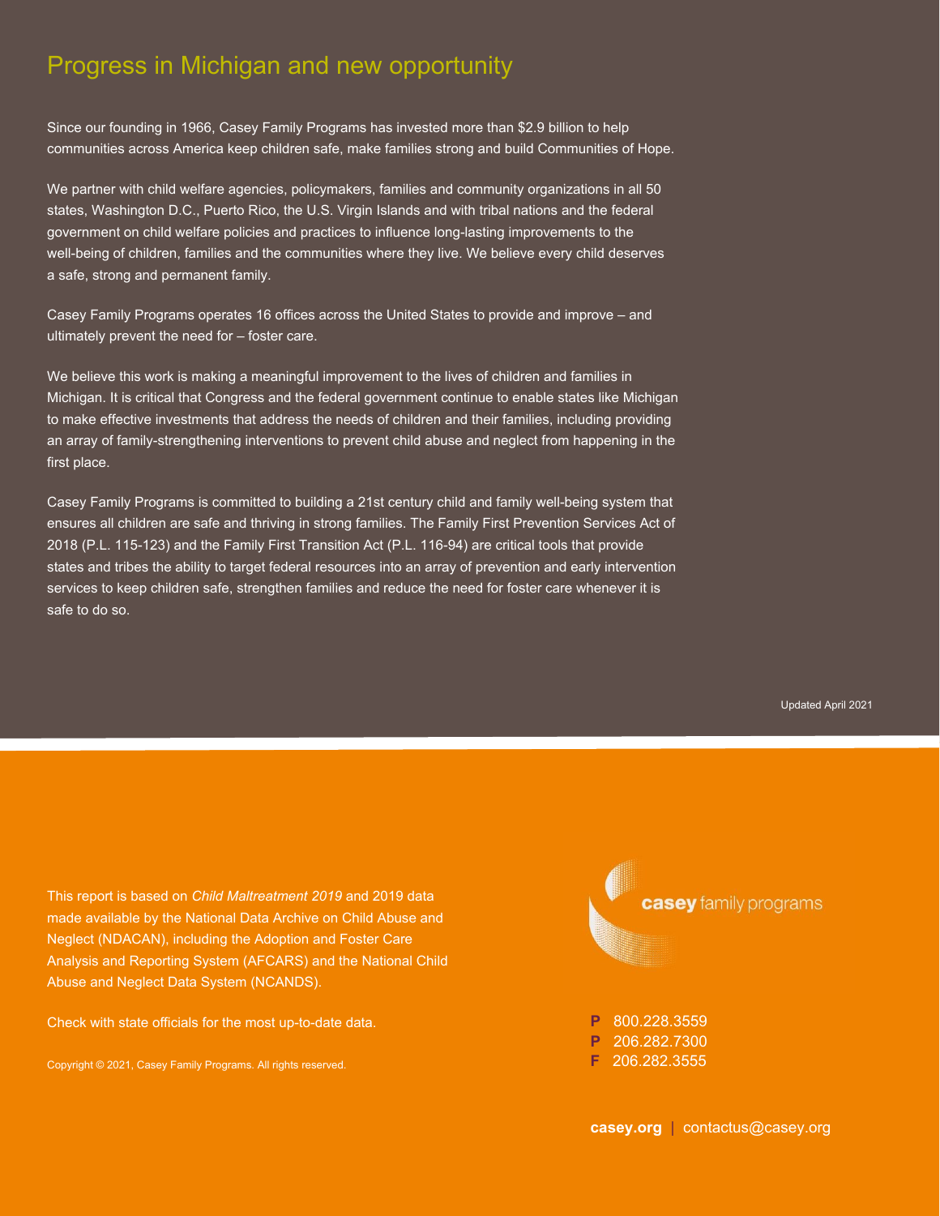## Progress in Michigan and new opportunity

Since our founding in 1966, Casey Family Programs has invested more than $2.9 billion to help communities across America keep children safe, make families strong and build Communities of Hope.

We partner with child welfare agencies, policymakers, families and community organizations in all 50 states, Washington D.C., Puerto Rico, the U.S. Virgin Islands and with tribal nations and the federal government on child welfare policies and practices to influence long-lasting improvements to the well-being of children, families and the communities where they live. We believe every child deserves a safe, strong and permanent family.

Casey Family Programs operates 16 offices across the United States to provide and improve – and ultimately prevent the need for – foster care.

We believe this work is making a meaningful improvement to the lives of children and families in Michigan. It is critical that Congress and the federal government continue to enable states like Michigan to make effective investments that address the needs of children and their families, including providing an array of family-strengthening interventions to prevent child abuse and neglect from happening in the first place.

Casey Family Programs is committed to building a 21st century child and family well-being system that ensures all children are safe and thriving in strong families. The Family First Prevention Services Act of 2018 (P.L. 115-123) and the Family First Transition Act (P.L. 116-94) are critical tools that provide states and tribes the ability to target federal resources into an array of prevention and early intervention services to keep children safe, strengthen families and reduce the need for foster care whenever it is safe to do so.

Updated April 2021

This report is based on *Child Maltreatment 2019* and 2019 data made available by the National Data Archive on Child Abuse and Neglect (NDACAN), including the Adoption and Foster Care Analysis and Reporting System (AFCARS) and the National Child Abuse and Neglect Data System (NCANDS).

Check with state officials for the most up-to-date data.

Copyright © 2021, Casey Family Programs. All rights reserved.

**casey** family programs

**P** 800.228.3559
**P** 206.282.7300
**F** 206.282.3555

**casey.org** | contactus@casey.org